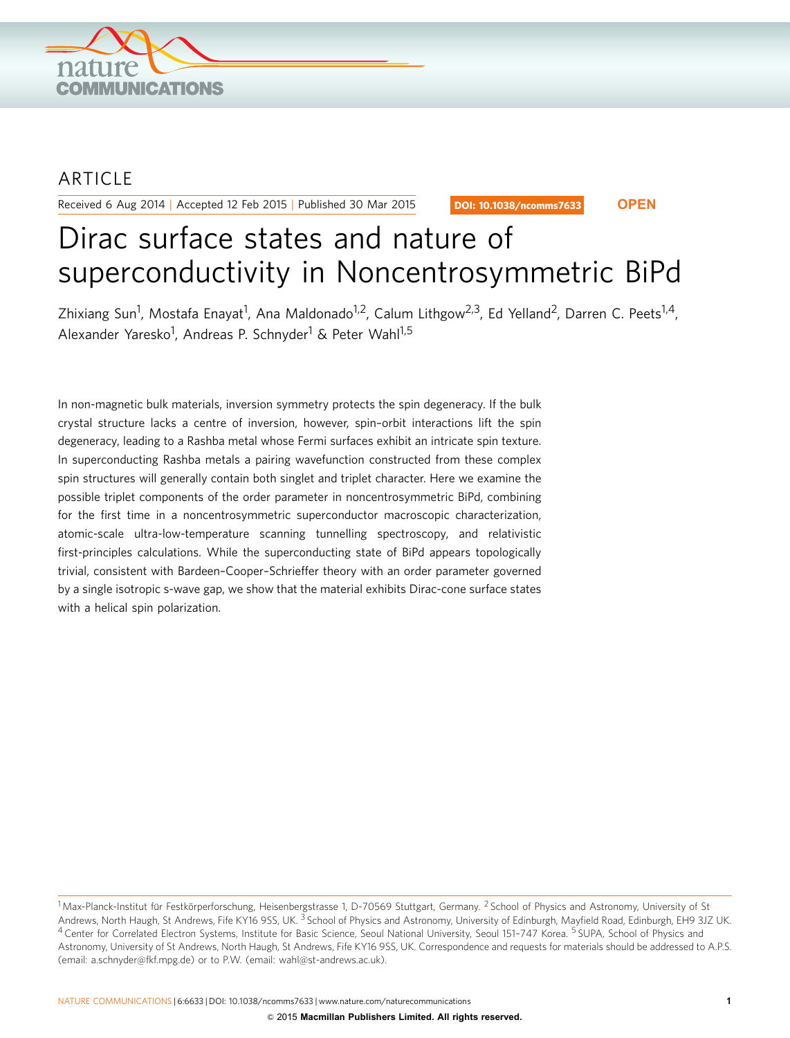ARTICLE

Received 6 Aug 2014 | Accepted 12 Feb 2015 | Published 30 Mar 2015

DOI: 10.1038/ncomms7633 **OPEN**

# Dirac surface states and nature of superconductivity in Noncentrosymmetric BiPd

Zhixiang Sun[1], Mostafa Enayat[1], Ana Maldonado[1,2], Calum Lithgow[2,3], Ed Yelland[2], Darren C. Peets[1,4], Alexander Yaresko[1], Andreas P. Schnyder[1] & Peter Wahl[1,5]

In non-magnetic bulk materials, inversion symmetry protects the spin degeneracy. If the bulk crystal structure lacks a centre of inversion, however, spin–orbit interactions lift the spin degeneracy, leading to a Rashba metal whose Fermi surfaces exhibit an intricate spin texture. In superconducting Rashba metals a pairing wavefunction constructed from these complex spin structures will generally contain both singlet and triplet character. Here we examine the possible triplet components of the order parameter in noncentrosymmetric BiPd, combining for the first time in a noncentrosymmetric superconductor macroscopic characterization, atomic-scale ultra-low-temperature scanning tunnelling spectroscopy, and relativistic first-principles calculations. While the superconducting state of BiPd appears topologically trivial, consistent with Bardeen–Cooper–Schrieffer theory with an order parameter governed by a single isotropic s-wave gap, we show that the material exhibits Dirac-cone surface states with a helical spin polarization.

[1] Max-Planck-Institut für Festkörperforschung, Heisenbergstrasse 1, D-70569 Stuttgart, Germany. [2] School of Physics and Astronomy, University of St Andrews, North Haugh, St Andrews, Fife KY16 9SS, UK. [3] School of Physics and Astronomy, University of Edinburgh, Mayfield Road, Edinburgh, EH9 3JZ UK. [4] Center for Correlated Electron Systems, Institute for Basic Science, Seoul National University, Seoul 151-747 Korea. [5] SUPA, School of Physics and Astronomy, University of St Andrews, North Haugh, St Andrews, Fife KY16 9SS, UK. Correspondence and requests for materials should be addressed to A.P.S. (email: a.schnyder@fkf.mpg.de) or to P.W. (email: wahl@st-andrews.ac.uk).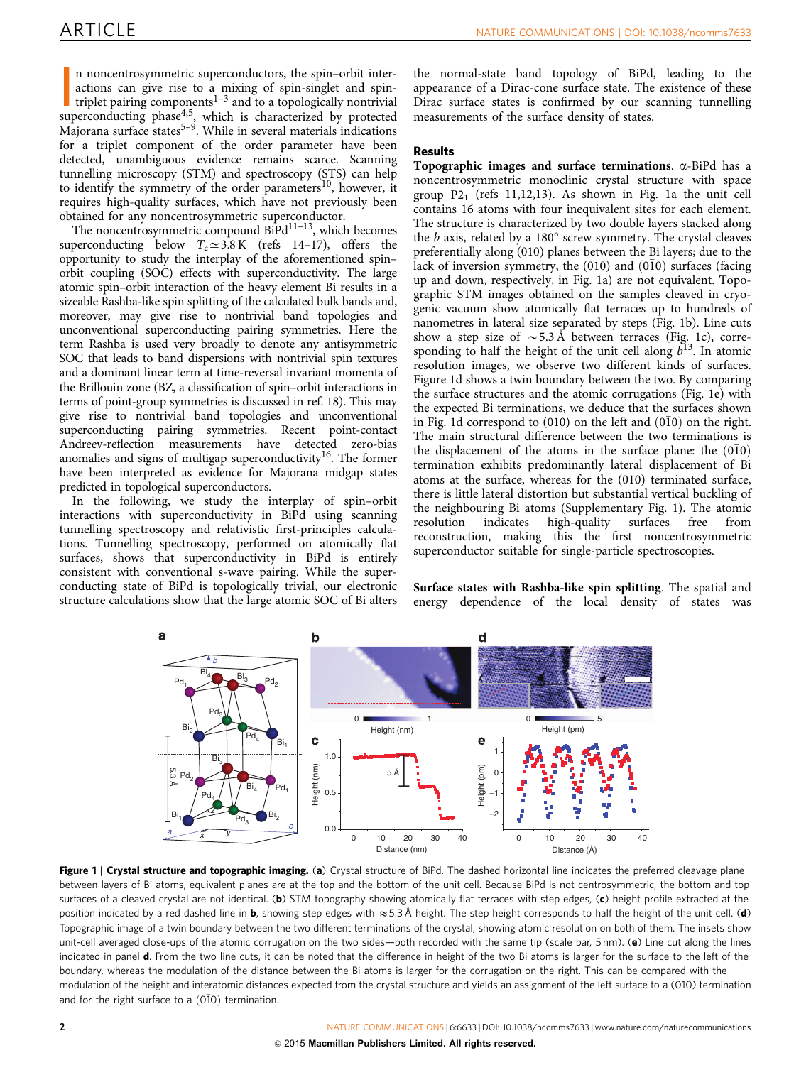In noncentrosymmetric superconductors, the spin–orbit interactions can give rise to a mixing of spin-singlet and spin-triplet pairing components[1–3] and to a topologically nontrivial superconducting phase[4,5], which is characterized by protected Majorana surface states[5–9]. While in several materials indications for a triplet component of the order parameter have been detected, unambiguous evidence remains scarce. Scanning tunnelling microscopy (STM) and spectroscopy (STS) can help to identify the symmetry of the order parameters[10], however, it requires high-quality surfaces, which have not previously been obtained for any noncentrosymmetric superconductor.

The noncentrosymmetric compound BiPd[11–13], which becomes superconducting below $T_c \simeq 3.8$ K (refs 14–17), offers the opportunity to study the interplay of the aforementioned spin–orbit coupling (SOC) effects with superconductivity. The large atomic spin–orbit interaction of the heavy element Bi results in a sizeable Rashba-like spin splitting of the calculated bulk bands and, moreover, may give rise to nontrivial band topologies and unconventional superconducting pairing symmetries. Here the term Rashba is used very broadly to denote any antisymmetric SOC that leads to band dispersions with nontrivial spin textures and a dominant linear term at time-reversal invariant momenta of the Brillouin zone (BZ, a classification of spin–orbit interactions in terms of point-group symmetries is discussed in ref. 18). This may give rise to nontrivial band topologies and unconventional superconducting pairing symmetries. Recent point-contact Andreev-reflection measurements have detected zero-bias anomalies and signs of multigap superconductivity[16]. The former have been interpreted as evidence for Majorana midgap states predicted in topological superconductors.

In the following, we study the interplay of spin–orbit interactions with superconductivity in BiPd using scanning tunnelling spectroscopy and relativistic first-principles calculations. Tunnelling spectroscopy, performed on atomically flat surfaces, shows that superconductivity in BiPd is entirely consistent with conventional s-wave pairing. While the superconducting state of BiPd is topologically trivial, our electronic structure calculations show that the large atomic SOC of Bi alters the normal-state band topology of BiPd, leading to the appearance of a Dirac-cone surface state. The existence of these Dirac surface states is confirmed by our scanning tunnelling measurements of the surface density of states.

## Results

**Topographic images and surface terminations**. α-BiPd has a noncentrosymmetric monoclinic crystal structure with space group $P2_1$ (refs 11,12,13). As shown in Fig. 1a the unit cell contains 16 atoms with four inequivalent sites for each element. The structure is characterized by two double layers stacked along the $b$ axis, related by a 180° screw symmetry. The crystal cleaves preferentially along (010) planes between the Bi layers; due to the lack of inversion symmetry, the (010) and $(0\bar{1}0)$ surfaces (facing up and down, respectively, in Fig. 1a) are not equivalent. Topographic STM images obtained on the samples cleaved in cryogenic vacuum show atomically flat terraces up to hundreds of nanometres in lateral size separated by steps (Fig. 1b). Line cuts show a step size of $\sim$5.3 Å between terraces (Fig. 1c), corresponding to half the height of the unit cell along $b$[13]. In atomic resolution images, we observe two different kinds of surfaces. Figure 1d shows a twin boundary between the two. By comparing the surface structures and the atomic corrugations (Fig. 1e) with the expected Bi terminations, we deduce that the surfaces shown in Fig. 1d correspond to (010) on the left and $(0\bar{1}0)$ on the right. The main structural difference between the two terminations is the displacement of the atoms in the surface plane: the $(0\bar{1}0)$ termination exhibits predominantly lateral displacement of Bi atoms at the surface, whereas for the (010) terminated surface, there is little lateral distortion but substantial vertical buckling of the neighbouring Bi atoms (Supplementary Fig. 1). The atomic resolution indicates high-quality surfaces free from reconstruction, making this the first noncentrosymmetric superconductor suitable for single-particle spectroscopies.

**Surface states with Rashba-like spin splitting**. The spatial and energy dependence of the local density of states was

**Figure 1 | Crystal structure and topographic imaging.** (**a**) Crystal structure of BiPd. The dashed horizontal line indicates the preferred cleavage plane between layers of Bi atoms, equivalent planes are at the top and the bottom of the unit cell. Because BiPd is not centrosymmetric, the bottom and top surfaces of a cleaved crystal are not identical. (**b**) STM topography showing atomically flat terraces with step edges, (**c**) height profile extracted at the position indicated by a red dashed line in **b**, showing step edges with ≈5.3 Å height. The step height corresponds to half the height of the unit cell. (**d**) Topographic image of a twin boundary between the two different terminations of the crystal, showing atomic resolution on both of them. The insets show unit-cell averaged close-ups of the atomic corrugation on the two sides—both recorded with the same tip (scale bar, 5 nm). (**e**) Line cut along the lines indicated in panel **d**. From the two line cuts, it can be noted that the difference in height of the two Bi atoms is larger for the surface to the left of the boundary, whereas the modulation of the distance between the Bi atoms is larger for the corrugation on the right. This can be compared with the modulation of the height and interatomic distances expected from the crystal structure and yields an assignment of the left surface to a (010) termination and for the right surface to a $(0\bar{1}0)$ termination.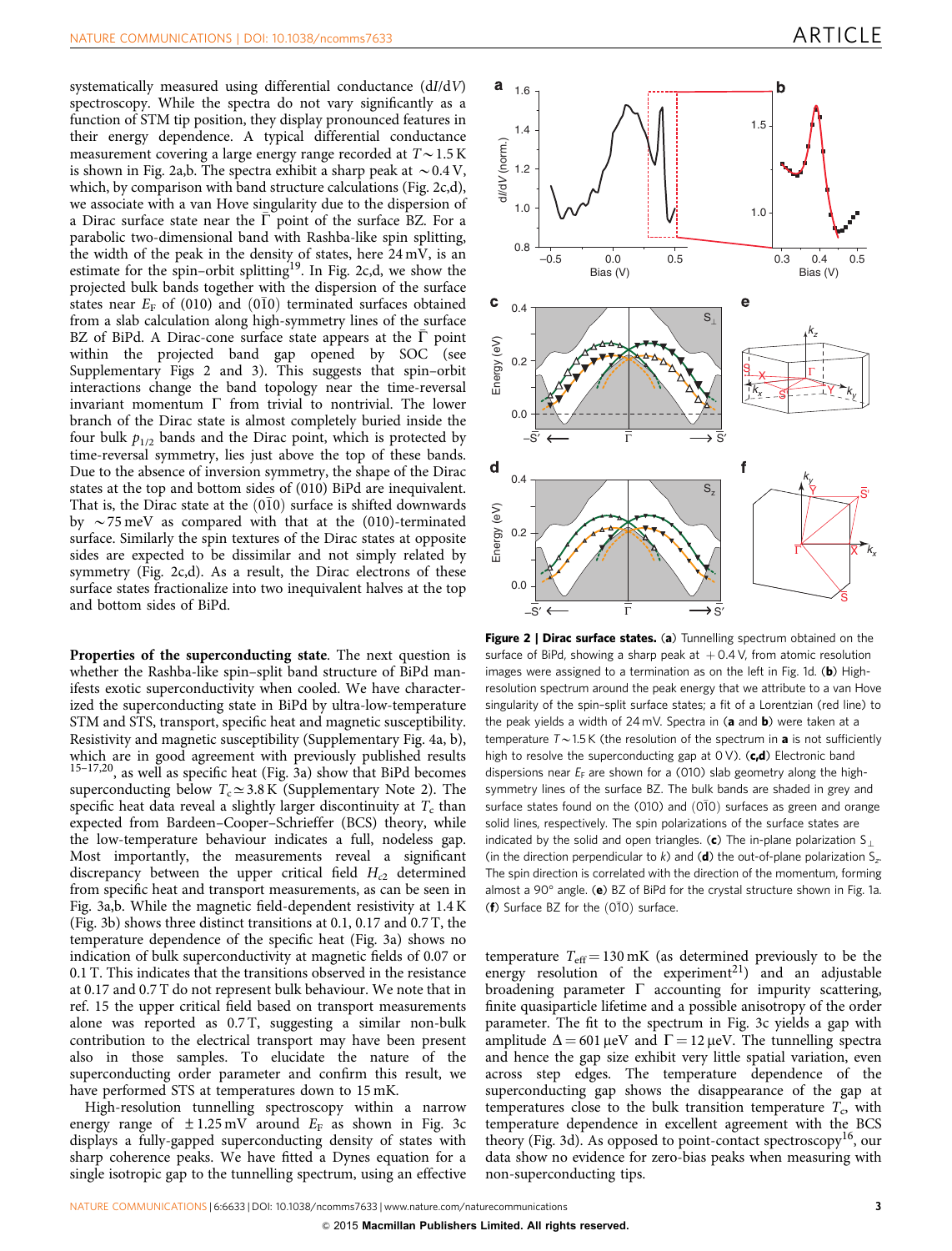systematically measured using differential conductance (d$I$/d$V$) spectroscopy. While the spectra do not vary significantly as a function of STM tip position, they display pronounced features in their energy dependence. A typical differential conductance measurement covering a large energy range recorded at $T \sim 1.5$ K is shown in Fig. 2a,b. The spectra exhibit a sharp peak at $\sim 0.4$ V, which, by comparison with band structure calculations (Fig. 2c,d), we associate with a van Hove singularity due to the dispersion of a Dirac surface state near the $\bar{\Gamma}$ point of the surface BZ. For a parabolic two-dimensional band with Rashba-like spin splitting, the width of the peak in the density of states, here 24 mV, is an estimate for the spin–orbit splitting[19]. In Fig. 2c,d, we show the projected bulk bands together with the dispersion of the surface states near $E_F$ of (010) and (0$\bar{1}$0) terminated surfaces obtained from a slab calculation along high-symmetry lines of the surface BZ of BiPd. A Dirac-cone surface state appears at the $\bar{\Gamma}$ point within the projected band gap opened by SOC (see Supplementary Figs 2 and 3). This suggests that spin–orbit interactions change the band topology near the time-reversal invariant momentum $\Gamma$ from trivial to nontrivial. The lower branch of the Dirac state is almost completely buried inside the four bulk $p_{1/2}$ bands and the Dirac point, which is protected by time-reversal symmetry, lies just above the top of these bands. Due to the absence of inversion symmetry, the shape of the Dirac states at the top and bottom sides of (010) BiPd are inequivalent. That is, the Dirac state at the (0$\bar{1}$0) surface is shifted downwards by $\sim 75$ meV as compared with that at the (010)-terminated surface. Similarly the spin textures of the Dirac states at opposite sides are expected to be dissimilar and not simply related by symmetry (Fig. 2c,d). As a result, the Dirac electrons of these surface states fractionalize into two inequivalent halves at the top and bottom sides of BiPd.

**Properties of the superconducting state**. The next question is whether the Rashba-like spin–split band structure of BiPd manifests exotic superconductivity when cooled. We have characterized the superconducting state in BiPd by ultra-low-temperature STM and STS, transport, specific heat and magnetic susceptibility. Resistivity and magnetic susceptibility (Supplementary Fig. 4a, b), which are in good agreement with previously published results [15–17,20], as well as specific heat (Fig. 3a) show that BiPd becomes superconducting below $T_c \simeq 3.8$ K (Supplementary Note 2). The specific heat data reveal a slightly larger discontinuity at $T_c$ than expected from Bardeen–Cooper–Schrieffer (BCS) theory, while the low-temperature behaviour indicates a full, nodeless gap. Most importantly, the measurements reveal a significant discrepancy between the upper critical field $H_{c2}$ determined from specific heat and transport measurements, as can be seen in Fig. 3a,b. While the magnetic field-dependent resistivity at 1.4 K (Fig. 3b) shows three distinct transitions at 0.1, 0.17 and 0.7 T, the temperature dependence of the specific heat (Fig. 3a) shows no indication of bulk superconductivity at magnetic fields of 0.07 or 0.1 T. This indicates that the transitions observed in the resistance at 0.17 and 0.7 T do not represent bulk behaviour. We note that in ref. 15 the upper critical field based on transport measurements alone was reported as 0.7 T, suggesting a similar non-bulk contribution to the electrical transport may have been present also in those samples. To elucidate the nature of the superconducting order parameter and confirm this result, we have performed STS at temperatures down to 15 mK.

High-resolution tunnelling spectroscopy within a narrow energy range of $\pm 1.25$ mV around $E_F$ as shown in Fig. 3c displays a fully-gapped superconducting density of states with sharp coherence peaks. We have fitted a Dynes equation for a single isotropic gap to the tunnelling spectrum, using an effective temperature $T_{\text{eff}} = 130$ mK (as determined previously to be the energy resolution of the experiment[21]) and an adjustable broadening parameter $\Gamma$ accounting for impurity scattering, finite quasiparticle lifetime and a possible anisotropy of the order parameter. The fit to the spectrum in Fig. 3c yields a gap with amplitude $\Delta = 601$ µeV and $\Gamma = 12$ µeV. The tunnelling spectra and hence the gap size exhibit very little spatial variation, even across step edges. The temperature dependence of the superconducting gap shows the disappearance of the gap at temperatures close to the bulk transition temperature $T_c$, with temperature dependence in excellent agreement with the BCS theory (Fig. 3d). As opposed to point-contact spectroscopy[16], our data show no evidence for zero-bias peaks when measuring with non-superconducting tips.

**Figure 2 | Dirac surface states.** (**a**) Tunnelling spectrum obtained on the surface of BiPd, showing a sharp peak at +0.4 V, from atomic resolution images were assigned to a termination as on the left in Fig. 1d. (**b**) High-resolution spectrum around the peak energy that we attribute to a van Hove singularity of the spin-split surface states; a fit of a Lorentzian (red line) to the peak yields a width of 24 mV. Spectra in (**a** and **b**) were taken at a temperature $T \sim 1.5$ K (the resolution of the spectrum in **a** is not sufficiently high to resolve the superconducting gap at 0 V). (**c**,**d**) Electronic band dispersions near $E_F$ are shown for a (010) slab geometry along the high-symmetry lines of the surface BZ. The bulk bands are shaded in grey and surface states found on the (010) and (0$\bar{1}$0) surfaces as green and orange solid lines, respectively. The spin polarizations of the surface states are indicated by the solid and open triangles. (**c**) The in-plane polarization $S_\perp$ (in the direction perpendicular to $k$) and (**d**) the out-of-plane polarization $S_z$. The spin direction is correlated with the direction of the momentum, forming almost a 90° angle. (**e**) BZ of BiPd for the crystal structure shown in Fig. 1a. (**f**) Surface BZ for the (0$\bar{1}$0) surface.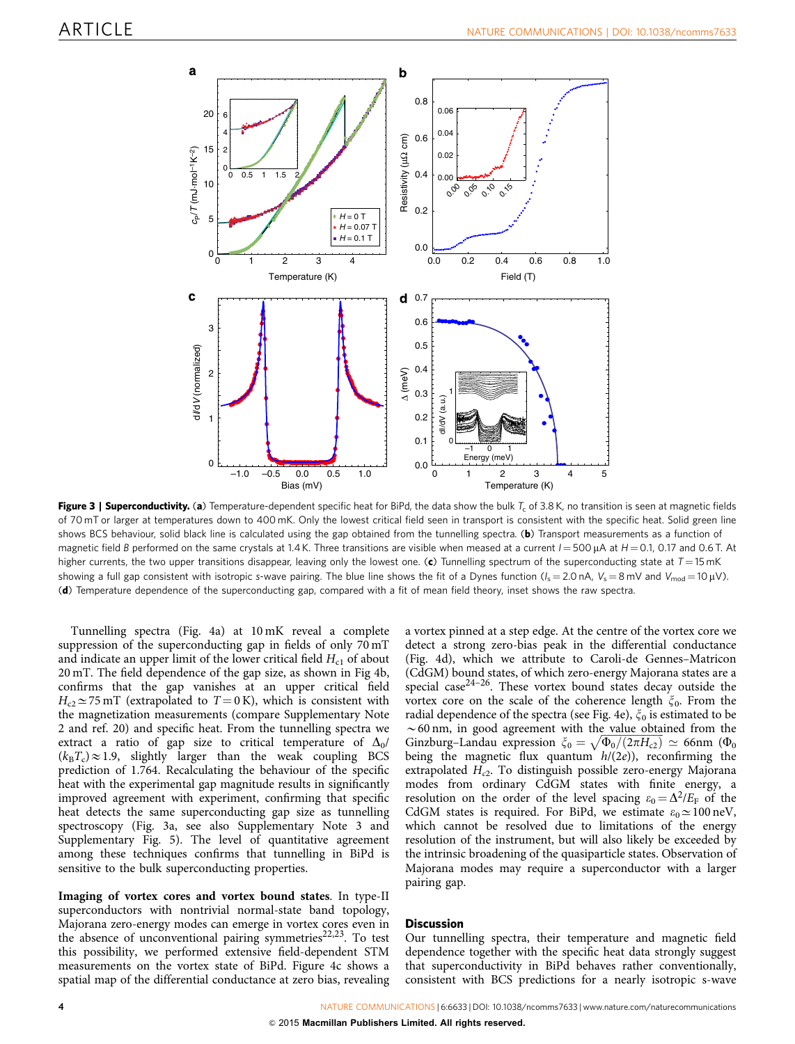**Figure 3 | Superconductivity.** (**a**) Temperature-dependent specific heat for BiPd, the data show the bulk $T_c$ of 3.8 K, no transition is seen at magnetic fields of 70 mT or larger at temperatures down to 400 mK. Only the lowest critical field seen in transport is consistent with the specific heat. Solid green line shows BCS behaviour, solid black line is calculated using the gap obtained from the tunnelling spectra. (**b**) Transport measurements as a function of magnetic field $B$ performed on the same crystals at 1.4 K. Three transitions are visible when measured at a current $I = 500\,\mu$A at $H = 0.1$, 0.17 and 0.6 T. At higher currents, the two upper transitions disappear, leaving only the lowest one. (**c**) Tunnelling spectrum of the superconducting state at $T = 15$ mK showing a full gap consistent with isotropic s-wave pairing. The blue line shows the fit of a Dynes function ($I_s = 2.0$ nA, $V_s = 8$ mV and $V_{mod} = 10\,\mu$V). (**d**) Temperature dependence of the superconducting gap, compared with a fit of mean field theory, inset shows the raw spectra.

Tunnelling spectra (Fig. 4a) at 10 mK reveal a complete suppression of the superconducting gap in fields of only 70 mT and indicate an upper limit of the lower critical field $H_{c1}$ of about 20 mT. The field dependence of the gap size, as shown in Fig 4b, confirms that the gap vanishes at an upper critical field $H_{c2} \simeq 75$ mT (extrapolated to $T = 0$ K), which is consistent with the magnetization measurements (compare Supplementary Note 2 and ref. 20) and specific heat. From the tunnelling spectra we extract a ratio of gap size to critical temperature of $\Delta_0/(k_B T_c) \approx 1.9$, slightly larger than the weak coupling BCS prediction of 1.764. Recalculating the behaviour of the specific heat with the experimental gap magnitude results in significantly improved agreement with experiment, confirming that specific heat detects the same superconducting gap size as tunnelling spectroscopy (Fig. 3a, see also Supplementary Note 3 and Supplementary Fig. 5). The level of quantitative agreement among these techniques confirms that tunnelling in BiPd is sensitive to the bulk superconducting properties.

**Imaging of vortex cores and vortex bound states**. In type-II superconductors with nontrivial normal-state band topology, Majorana zero-energy modes can emerge in vortex cores even in the absence of unconventional pairing symmetries[22,23]. To test this possibility, we performed extensive field-dependent STM measurements on the vortex state of BiPd. Figure 4c shows a spatial map of the differential conductance at zero bias, revealing a vortex pinned at a step edge. At the centre of the vortex core we detect a strong zero-bias peak in the differential conductance (Fig. 4d), which we attribute to Caroli-de Gennes–Matricon (CdGM) bound states, of which zero-energy Majorana states are a special case[24–26]. These vortex bound states decay outside the vortex core on the scale of the coherence length $\xi_0$. From the radial dependence of the spectra (see Fig. 4e), $\xi_0$ is estimated to be $\sim 60$ nm, in good agreement with the value obtained from the Ginzburg–Landau expression $\xi_0 = \sqrt{\Phi_0/(2\pi H_{c2})} \simeq 66$nm ($\Phi_0$ being the magnetic flux quantum $h/(2e)$), reconfirming the extrapolated $H_{c2}$. To distinguish possible zero-energy Majorana modes from ordinary CdGM states with finite energy, a resolution on the order of the level spacing $\varepsilon_0 = \Delta^2/E_F$ of the CdGM states is required. For BiPd, we estimate $\varepsilon_0 \simeq 100$ neV, which cannot be resolved due to limitations of the energy resolution of the instrument, but will also likely be exceeded by the intrinsic broadening of the quasiparticle states. Observation of Majorana modes may require a superconductor with a larger pairing gap.

## Discussion

Our tunnelling spectra, their temperature and magnetic field dependence together with the specific heat data strongly suggest that superconductivity in BiPd behaves rather conventionally, consistent with BCS predictions for a nearly isotropic s-wave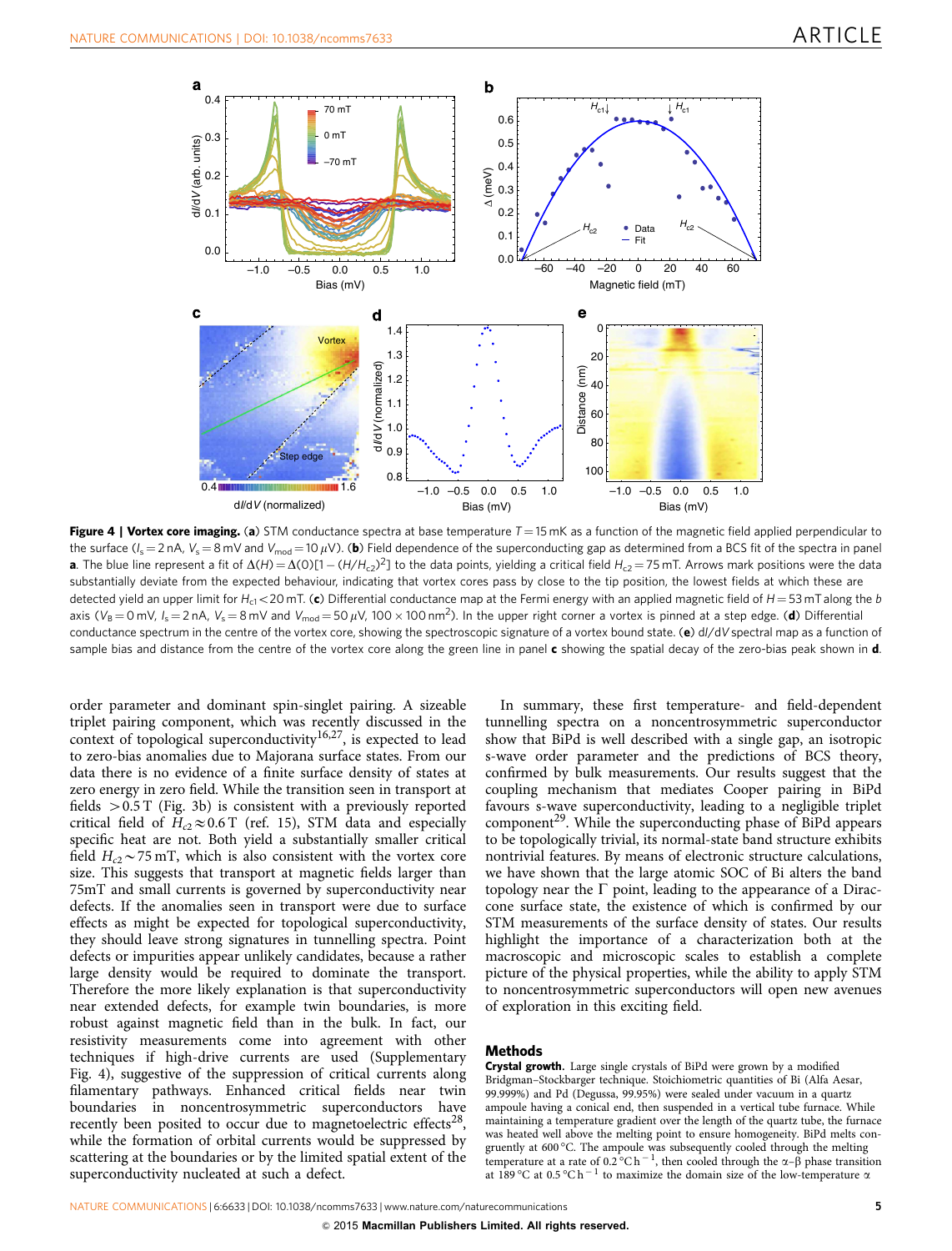**Figure 4 | Vortex core imaging.** (**a**) STM conductance spectra at base temperature $T = 15$ mK as a function of the magnetic field applied perpendicular to the surface ($I_s = 2$ nA, $V_s = 8$ mV and $V_{mod} = 10\ \mu$V). (**b**) Field dependence of the superconducting gap as determined from a BCS fit of the spectra in panel **a**. The blue line represent a fit of $\Delta(H) = \Delta(0)[1 - (H/H_{c2})^2]$ to the data points, yielding a critical field $H_{c2} = 75$ mT. Arrows mark positions were the data substantially deviate from the expected behaviour, indicating that vortex cores pass by close to the tip position, the lowest fields at which these are detected yield an upper limit for $H_{c1} < 20$ mT. (**c**) Differential conductance map at the Fermi energy with an applied magnetic field of $H = 53$ mT along the $b$ axis ($V_B = 0$ mV, $I_s = 2$ nA, $V_s = 8$ mV and $V_{mod} = 50\ \mu$V, $100 \times 100\ \text{nm}^2$). In the upper right corner a vortex is pinned at a step edge. (**d**) Differential conductance spectrum in the centre of the vortex core, showing the spectroscopic signature of a vortex bound state. (**e**) d$I$/d$V$ spectral map as a function of sample bias and distance from the centre of the vortex core along the green line in panel **c** showing the spatial decay of the zero-bias peak shown in **d**.

order parameter and dominant spin-singlet pairing. A sizeable triplet pairing component, which was recently discussed in the context of topological superconductivity[16,27], is expected to lead to zero-bias anomalies due to Majorana surface states. From our data there is no evidence of a finite surface density of states at zero energy in zero field. While the transition seen in transport at fields $>0.5$ T (Fig. 3b) is consistent with a previously reported critical field of $H_{c2} \approx 0.6$ T (ref. 15), STM data and especially specific heat are not. Both yield a substantially smaller critical field $H_{c2} \sim 75$ mT, which is also consistent with the vortex core size. This suggests that transport at magnetic fields larger than 75mT and small currents is governed by superconductivity near defects. If the anomalies seen in transport were due to surface effects as might be expected for topological superconductivity, they should leave strong signatures in tunnelling spectra. Point defects or impurities appear unlikely candidates, because a rather large density would be required to dominate the transport. Therefore the more likely explanation is that superconductivity near extended defects, for example twin boundaries, is more robust against magnetic field than in the bulk. In fact, our resistivity measurements come into agreement with other techniques if high-drive currents are used (Supplementary Fig. 4), suggestive of the suppression of critical currents along filamentary pathways. Enhanced critical fields near twin boundaries in noncentrosymmetric superconductors have recently been posited to occur due to magnetoelectric effects[28], while the formation of orbital currents would be suppressed by scattering at the boundaries or by the limited spatial extent of the superconductivity nucleated at such a defect.

In summary, these first temperature- and field-dependent tunnelling spectra on a noncentrosymmetric superconductor show that BiPd is well described with a single gap, an isotropic s-wave order parameter and the predictions of BCS theory, confirmed by bulk measurements. Our results suggest that the coupling mechanism that mediates Cooper pairing in BiPd favours s-wave superconductivity, leading to a negligible triplet component[29]. While the superconducting phase of BiPd appears to be topologically trivial, its normal-state band structure exhibits nontrivial features. By means of electronic structure calculations, we have shown that the large atomic SOC of Bi alters the band topology near the Γ point, leading to the appearance of a Dirac-cone surface state, the existence of which is confirmed by our STM measurements of the surface density of states. Our results highlight the importance of a characterization both at the macroscopic and microscopic scales to establish a complete picture of the physical properties, while the ability to apply STM to noncentrosymmetric superconductors will open new avenues of exploration in this exciting field.

## Methods

**Crystal growth.** Large single crystals of BiPd were grown by a modified Bridgman–Stockbarger technique. Stoichiometric quantities of Bi (Alfa Aesar, 99.999%) and Pd (Degussa, 99.95%) were sealed under vacuum in a quartz ampoule having a conical end, then suspended in a vertical tube furnace. While maintaining a temperature gradient over the length of the quartz tube, the furnace was heated well above the melting point to ensure homogeneity. BiPd melts congruently at 600 °C. The ampoule was subsequently cooled through the melting temperature at a rate of 0.2 °C h$^{-1}$, then cooled through the α–β phase transition at 189 °C at 0.5 °C h$^{-1}$ to maximize the domain size of the low-temperature α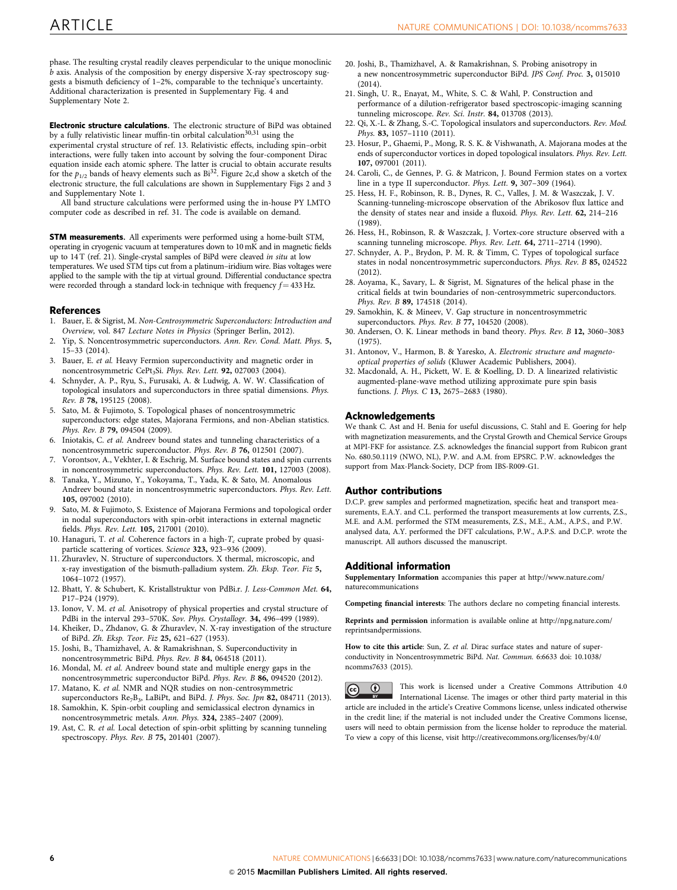phase. The resulting crystal readily cleaves perpendicular to the unique monoclinic *b* axis. Analysis of the composition by energy dispersive X-ray spectroscopy suggests a bismuth deficiency of 1–2%, comparable to the technique's uncertainty. Additional characterization is presented in Supplementary Fig. 4 and Supplementary Note 2.

**Electronic structure calculations.** The electronic structure of BiPd was obtained by a fully relativistic linear muffin-tin orbital calculation[30,31] using the experimental crystal structure of ref. 13. Relativistic effects, including spin–orbit interactions, were fully taken into account by solving the four-component Dirac equation inside each atomic sphere. The latter is crucial to obtain accurate results for the $p_{1/2}$ bands of heavy elements such as Bi[32]. Figure 2c,d show a sketch of the electronic structure, the full calculations are shown in Supplementary Figs 2 and 3 and Supplementary Note 1.

All band structure calculations were performed using the in-house PY LMTO computer code as described in ref. 31. The code is available on demand.

**STM measurements.** All experiments were performed using a home-built STM, operating in cryogenic vacuum at temperatures down to 10 mK and in magnetic fields up to 14 T (ref. 21). Single-crystal samples of BiPd were cleaved *in situ* at low temperatures. We used STM tips cut from a platinum–iridium wire. Bias voltages were applied to the sample with the tip at virtual ground. Differential conductance spectra were recorded through a standard lock-in technique with frequency $f = 433$ Hz.

## References

1. Bauer, E. & Sigrist, M. *Non-Centrosymmetric Superconductors: Introduction and Overview*, vol. 847 *Lecture Notes in Physics* (Springer Berlin, 2012).
2. Yip, S. Noncentrosymmetric superconductors. *Ann. Rev. Cond. Matt. Phys.* **5,** 15–33 (2014).
3. Bauer, E. *et al.* Heavy Fermion superconductivity and magnetic order in noncentrosymmetric $CePt_3Si$. *Phys. Rev. Lett.* **92,** 027003 (2004).
4. Schnyder, A. P., Ryu, S., Furusaki, A. & Ludwig, A. W. W. Classification of topological insulators and superconductors in three spatial dimensions. *Phys. Rev. B* **78,** 195125 (2008).
5. Sato, M. & Fujimoto, S. Topological phases of noncentrosymmetric superconductors: edge states, Majorana Fermions, and non-Abelian statistics. *Phys. Rev. B* **79,** 094504 (2009).
6. Iniotakis, C. *et al.* Andreev bound states and tunneling characteristics of a noncentrosymmetric superconductor. *Phys. Rev. B* **76,** 012501 (2007).
7. Vorontsov, A., Vekhter, I. & Eschrig, M. Surface bound states and spin currents in noncentrosymmetric superconductors. *Phys. Rev. Lett.* **101,** 127003 (2008).
8. Tanaka, Y., Mizuno, Y., Yokoyama, T., Yada, K. & Sato, M. Anomalous Andreev bound state in noncentrosymmetric superconductors. *Phys. Rev. Lett.* **105,** 097002 (2010).
9. Sato, M. & Fujimoto, S. Existence of Majorana Fermions and topological order in nodal superconductors with spin-orbit interactions in external magnetic fields. *Phys. Rev. Lett.* **105,** 217001 (2010).
10. Hanaguri, T. *et al.* Coherence factors in a high-$T_c$ cuprate probed by quasi-particle scattering of vortices. *Science* **323,** 923–936 (2009).
11. Zhuravlev, N. Structure of superconductors. X thermal, microscopic, and x-ray investigation of the bismuth-palladium system. *Zh. Eksp. Teor. Fiz* **5,** 1064–1072 (1957).
12. Bhatt, Y. & Schubert, K. Kristallstruktur von PdBi.r. *J. Less-Common Met.* **64,** P17–P24 (1979).
13. Ionov, V. M. *et al.* Anisotropy of physical properties and crystal structure of PdBi in the interval 293–570K. *Sov. Phys. Crystallogr.* **34,** 496–499 (1989).
14. Kheiker, D., Zhdanov, G. & Zhuravlev, N. X-ray investigation of the structure of BiPd. *Zh. Eksp. Teor. Fiz* **25,** 621–627 (1953).
15. Joshi, B., Thamizhavel, A. & Ramakrishnan, S. Superconductivity in noncentrosymmetric BiPd. *Phys. Rev. B* **84,** 064518 (2011).
16. Mondal, M. *et al.* Andreev bound state and multiple energy gaps in the noncentrosymmetric superconductor BiPd. *Phys. Rev. B* **86,** 094520 (2012).
17. Matano, K. *et al.* NMR and NQR studies on non-centrosymmetric superconductors $Re_7B_3$, LaBiPt, and BiPd. *J. Phys. Soc. Jpn* **82,** 084711 (2013).
18. Samokhin, K. Spin-orbit coupling and semiclassical electron dynamics in noncentrosymmetric metals. *Ann. Phys.* **324,** 2385–2407 (2009).
19. Ast, C. R. *et al.* Local detection of spin-orbit splitting by scanning tunneling spectroscopy. *Phys. Rev. B* **75,** 201401 (2007).
20. Joshi, B., Thamizhavel, A. & Ramakrishnan, S. Probing anisotropy in a new noncentrosymmetric superconductor BiPd. *JPS Conf. Proc.* **3,** 015010 (2014).
21. Singh, U. R., Enayat, M., White, S. C. & Wahl, P. Construction and performance of a dilution-refrigerator based spectroscopic-imaging scanning tunneling microscope. *Rev. Sci. Instr.* **84,** 013708 (2013).
22. Qi, X.-L. & Zhang, S.-C. Topological insulators and superconductors. *Rev. Mod. Phys.* **83,** 1057–1110 (2011).
23. Hosur, P., Ghaemi, P., Mong, R. S. K. & Vishwanath, A. Majorana modes at the ends of superconductor vortices in doped topological insulators. *Phys. Rev. Lett.* **107,** 097001 (2011).
24. Caroli, C., de Gennes, P. G. & Matricon, J. Bound Fermion states on a vortex line in a type II superconductor. *Phys. Lett.* **9,** 307–309 (1964).
25. Hess, H. F., Robinson, R. B., Dynes, R. C., Valles, J. M. & Waszczak, J. V. Scanning-tunneling-microscope observation of the Abrikosov flux lattice and the density of states near and inside a fluxoid. *Phys. Rev. Lett.* **62,** 214–216 (1989).
26. Hess, H., Robinson, R. & Waszczak, J. Vortex-core structure observed with a scanning tunneling microscope. *Phys. Rev. Lett.* **64,** 2711–2714 (1990).
27. Schnyder, A. P., Brydon, P. M. R. & Timm, C. Types of topological surface states in nodal noncentrosymmetric superconductors. *Phys. Rev. B* **85,** 024522 (2012).
28. Aoyama, K., Savary, L. & Sigrist, M. Signatures of the helical phase in the critical fields at twin boundaries of non-centrosymmetric superconductors. *Phys. Rev. B* **89,** 174518 (2014).
29. Samokhin, K. & Mineev, V. Gap structure in noncentrosymmetric superconductors. *Phys. Rev. B* **77,** 104520 (2008).
30. Andersen, O. K. Linear methods in band theory. *Phys. Rev. B* **12,** 3060–3083 (1975).
31. Antonov, V., Harmon, B. & Yaresko, A. *Electronic structure and magneto-optical properties of solids* (Kluwer Academic Publishers, 2004).
32. Macdonald, A. H., Pickett, W. E. & Koelling, D. D. A linearized relativistic augmented-plane-wave method utilizing approximate pure spin basis functions. *J. Phys. C* **13,** 2675–2683 (1980).

## Acknowledgements

We thank C. Ast and H. Benia for useful discussions, C. Stahl and E. Goering for help with magnetization measurements, and the Crystal Growth and Chemical Service Groups at MPI-FKF for assistance. Z.S. acknowledges the financial support from Rubicon grant No. 680.50.1119 (NWO, NL), P.W. and A.M. from EPSRC. P.W. acknowledges the support from Max-Planck-Society, DCP from IBS-R009-G1.

## Author contributions

D.C.P. grew samples and performed magnetization, specific heat and transport measurements, E.A.Y. and C.L. performed the transport measurements at low currents, Z.S., M.E. and A.M. performed the STM measurements, Z.S., M.E., A.M., A.P.S., and P.W. analysed data, A.Y. performed the DFT calculations, P.W., A.P.S. and D.C.P. wrote the manuscript. All authors discussed the manuscript.

## Additional information

**Supplementary Information** accompanies this paper at http://www.nature.com/naturecommunications

**Competing financial interests**: The authors declare no competing financial interests.

**Reprints and permission** information is available online at http://npg.nature.com/reprintsandpermissions.

**How to cite this article**: Sun, Z. *et al.* Dirac surface states and nature of superconductivity in Noncentrosymmetric BiPd. *Nat. Commun.* 6:6633 doi: 10.1038/ncomms7633 (2015).

This work is licensed under a Creative Commons Attribution 4.0 International License. The images or other third party material in this article are included in the article's Creative Commons license, unless indicated otherwise in the credit line; if the material is not included under the Creative Commons license, users will need to obtain permission from the license holder to reproduce the material. To view a copy of this license, visit http://creativecommons.org/licenses/by/4.0/